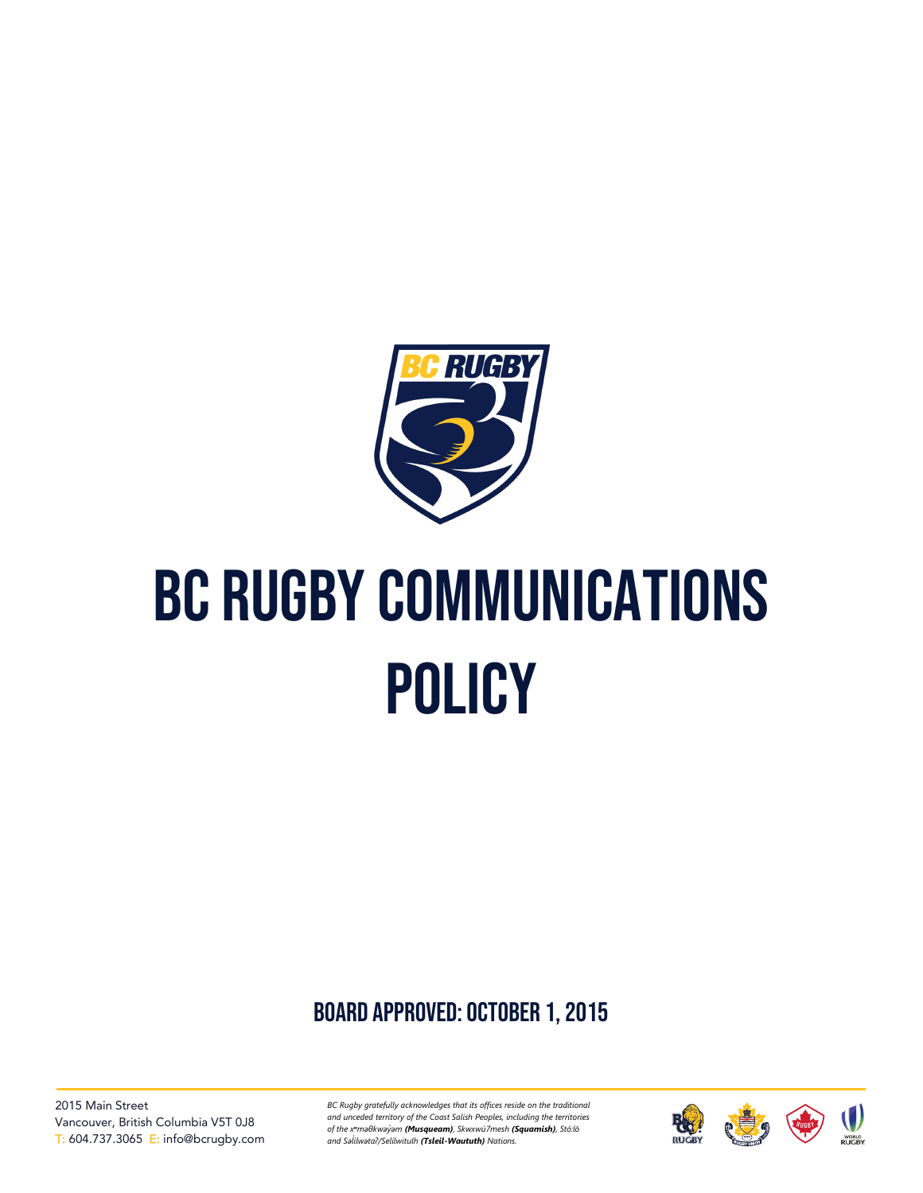# BC RUGBY COMMUNICATIONS POLICY

## BOARD APPROVED: OCTOBER 1, 2015

2015 Main Street
Vancouver, British Columbia V5T 0J8
T: 604.737.3065 E: info@bcrugby.com

*BC Rugby gratefully acknowledges that its offices reside on the traditional and unceded territory of the Coast Salish Peoples, including the territories of the xʷməθkʷəy̓əm* ***(Musqueam)****, Skwxwú7mesh* ***(Squamish)****, Stó:lō and Səl̓ílwətaʔ/Selilwitulh* ***(Tsleil-Waututh)*** *Nations.*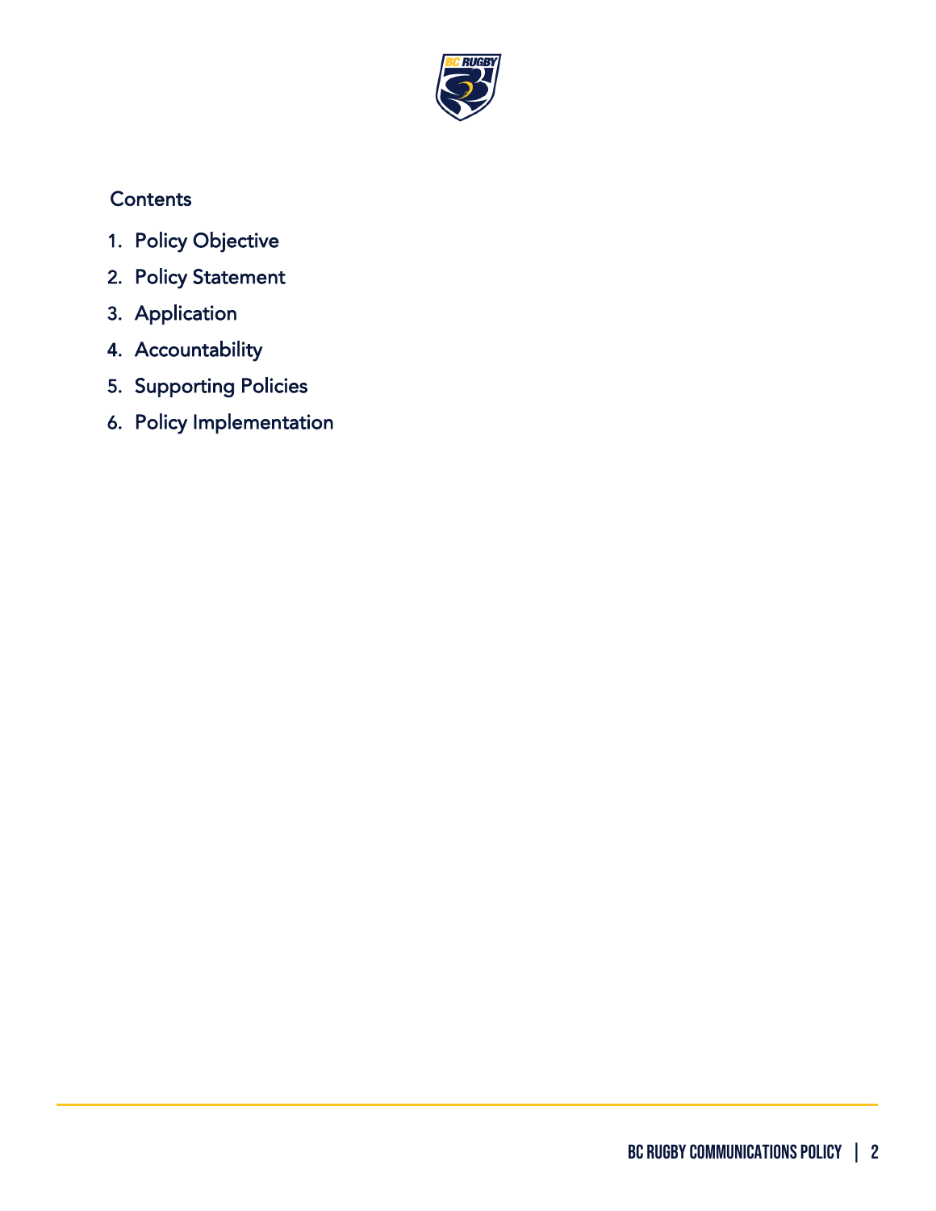## Contents

1. Policy Objective
2. Policy Statement
3. Application
4. Accountability
5. Supporting Policies
6. Policy Implementation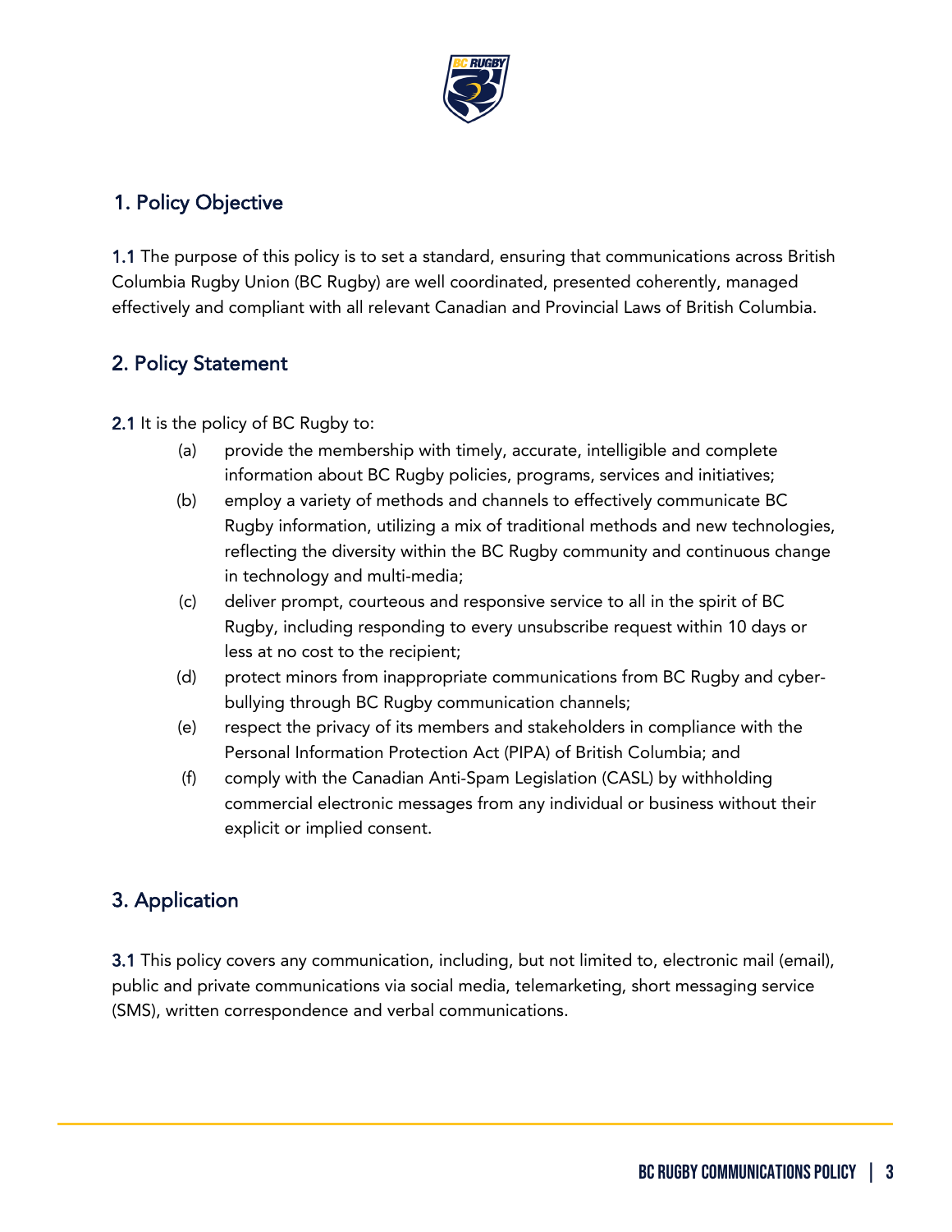## 1. Policy Objective

**1.1** The purpose of this policy is to set a standard, ensuring that communications across British Columbia Rugby Union (BC Rugby) are well coordinated, presented coherently, managed effectively and compliant with all relevant Canadian and Provincial Laws of British Columbia.

## 2. Policy Statement

**2.1** It is the policy of BC Rugby to:

(a) provide the membership with timely, accurate, intelligible and complete information about BC Rugby policies, programs, services and initiatives;

(b) employ a variety of methods and channels to effectively communicate BC Rugby information, utilizing a mix of traditional methods and new technologies, reflecting the diversity within the BC Rugby community and continuous change in technology and multi-media;

(c) deliver prompt, courteous and responsive service to all in the spirit of BC Rugby, including responding to every unsubscribe request within 10 days or less at no cost to the recipient;

(d) protect minors from inappropriate communications from BC Rugby and cyber-bullying through BC Rugby communication channels;

(e) respect the privacy of its members and stakeholders in compliance with the Personal Information Protection Act (PIPA) of British Columbia; and

(f) comply with the Canadian Anti-Spam Legislation (CASL) by withholding commercial electronic messages from any individual or business without their explicit or implied consent.

## 3. Application

**3.1** This policy covers any communication, including, but not limited to, electronic mail (email), public and private communications via social media, telemarketing, short messaging service (SMS), written correspondence and verbal communications.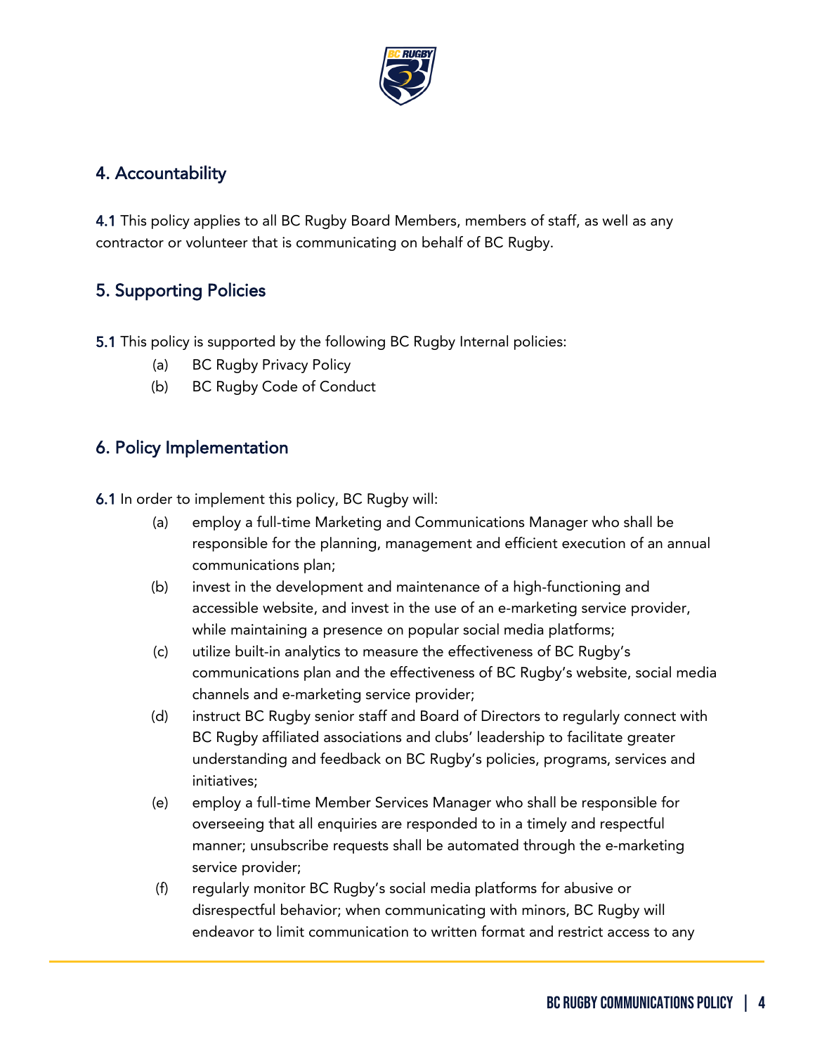## 4. Accountability

**4.1** This policy applies to all BC Rugby Board Members, members of staff, as well as any contractor or volunteer that is communicating on behalf of BC Rugby.

## 5. Supporting Policies

**5.1** This policy is supported by the following BC Rugby Internal policies:

- (a) BC Rugby Privacy Policy
- (b) BC Rugby Code of Conduct

## 6. Policy Implementation

**6.1** In order to implement this policy, BC Rugby will:

- (a) employ a full-time Marketing and Communications Manager who shall be responsible for the planning, management and efficient execution of an annual communications plan;
- (b) invest in the development and maintenance of a high-functioning and accessible website, and invest in the use of an e-marketing service provider, while maintaining a presence on popular social media platforms;
- (c) utilize built-in analytics to measure the effectiveness of BC Rugby's communications plan and the effectiveness of BC Rugby's website, social media channels and e-marketing service provider;
- (d) instruct BC Rugby senior staff and Board of Directors to regularly connect with BC Rugby affiliated associations and clubs' leadership to facilitate greater understanding and feedback on BC Rugby's policies, programs, services and initiatives;
- (e) employ a full-time Member Services Manager who shall be responsible for overseeing that all enquiries are responded to in a timely and respectful manner; unsubscribe requests shall be automated through the e-marketing service provider;
- (f) regularly monitor BC Rugby's social media platforms for abusive or disrespectful behavior; when communicating with minors, BC Rugby will endeavor to limit communication to written format and restrict access to any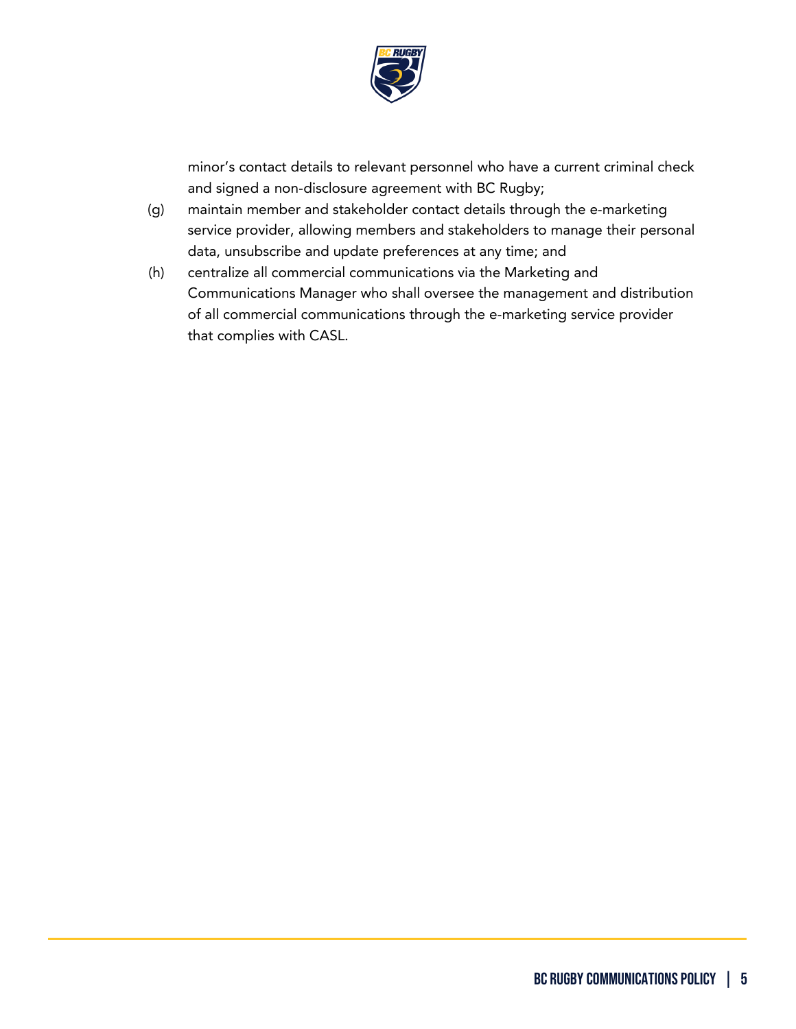minor's contact details to relevant personnel who have a current criminal check and signed a non-disclosure agreement with BC Rugby;

(g) maintain member and stakeholder contact details through the e-marketing service provider, allowing members and stakeholders to manage their personal data, unsubscribe and update preferences at any time; and

(h) centralize all commercial communications via the Marketing and Communications Manager who shall oversee the management and distribution of all commercial communications through the e-marketing service provider that complies with CASL.